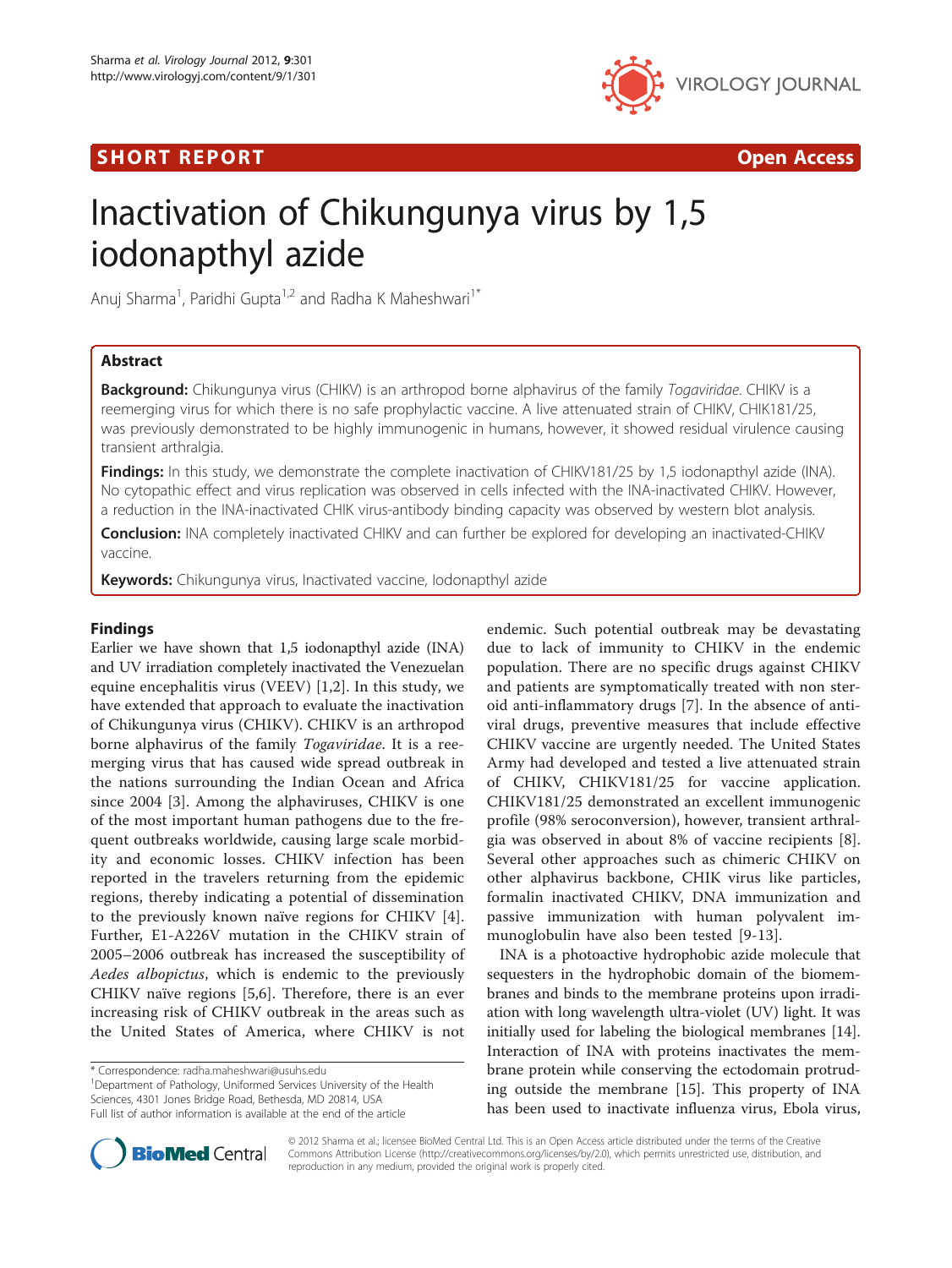SHORT REPORT **Open Access**

# Inactivation of Chikungunya virus by 1,5 iodonapthyl azide

Anuj Sharma[1], Paridhi Gupta[1,2] and Radha K Maheshwari[1*]

## Abstract

**Background:** Chikungunya virus (CHIKV) is an arthropod borne alphavirus of the family *Togaviridae*. CHIKV is a reemerging virus for which there is no safe prophylactic vaccine. A live attenuated strain of CHIKV, CHIK181/25, was previously demonstrated to be highly immunogenic in humans, however, it showed residual virulence causing transient arthralgia.

**Findings:** In this study, we demonstrate the complete inactivation of CHIKV181/25 by 1,5 iodonapthyl azide (INA). No cytopathic effect and virus replication was observed in cells infected with the INA-inactivated CHIKV. However, a reduction in the INA-inactivated CHIK virus-antibody binding capacity was observed by western blot analysis.

**Conclusion:** INA completely inactivated CHIKV and can further be explored for developing an inactivated-CHIKV vaccine.

**Keywords:** Chikungunya virus, Inactivated vaccine, Iodonapthyl azide

## Findings

Earlier we have shown that 1,5 iodonapthyl azide (INA) and UV irradiation completely inactivated the Venezuelan equine encephalitis virus (VEEV) [1,2]. In this study, we have extended that approach to evaluate the inactivation of Chikungunya virus (CHIKV). CHIKV is an arthropod borne alphavirus of the family *Togaviridae*. It is a reemerging virus that has caused wide spread outbreak in the nations surrounding the Indian Ocean and Africa since 2004 [3]. Among the alphaviruses, CHIKV is one of the most important human pathogens due to the frequent outbreaks worldwide, causing large scale morbidity and economic losses. CHIKV infection has been reported in the travelers returning from the epidemic regions, thereby indicating a potential of dissemination to the previously known naïve regions for CHIKV [4]. Further, E1-A226V mutation in the CHIKV strain of 2005–2006 outbreak has increased the susceptibility of *Aedes albopictus*, which is endemic to the previously CHIKV naïve regions [5,6]. Therefore, there is an ever increasing risk of CHIKV outbreak in the areas such as the United States of America, where CHIKV is not endemic. Such potential outbreak may be devastating due to lack of immunity to CHIKV in the endemic population. There are no specific drugs against CHIKV and patients are symptomatically treated with non steroid anti-inflammatory drugs [7]. In the absence of antiviral drugs, preventive measures that include effective CHIKV vaccine are urgently needed. The United States Army had developed and tested a live attenuated strain of CHIKV, CHIKV181/25 for vaccine application. CHIKV181/25 demonstrated an excellent immunogenic profile (98% seroconversion), however, transient arthralgia was observed in about 8% of vaccine recipients [8]. Several other approaches such as chimeric CHIKV on other alphavirus backbone, CHIK virus like particles, formalin inactivated CHIKV, DNA immunization and passive immunization with human polyvalent immunoglobulin have also been tested [9-13].

INA is a photoactive hydrophobic azide molecule that sequesters in the hydrophobic domain of the biomembranes and binds to the membrane proteins upon irradiation with long wavelength ultra-violet (UV) light. It was initially used for labeling the biological membranes [14]. Interaction of INA with proteins inactivates the membrane protein while conserving the ectodomain protruding outside the membrane [15]. This property of INA has been used to inactivate influenza virus, Ebola virus,

* Correspondence: radha.maheshwari@usuhs.edu
[1]Department of Pathology, Uniformed Services University of the Health Sciences, 4301 Jones Bridge Road, Bethesda, MD 20814, USA
Full list of author information is available at the end of the article

© 2012 Sharma et al.; licensee BioMed Central Ltd. This is an Open Access article distributed under the terms of the Creative Commons Attribution License (http://creativecommons.org/licenses/by/2.0), which permits unrestricted use, distribution, and reproduction in any medium, provided the original work is properly cited.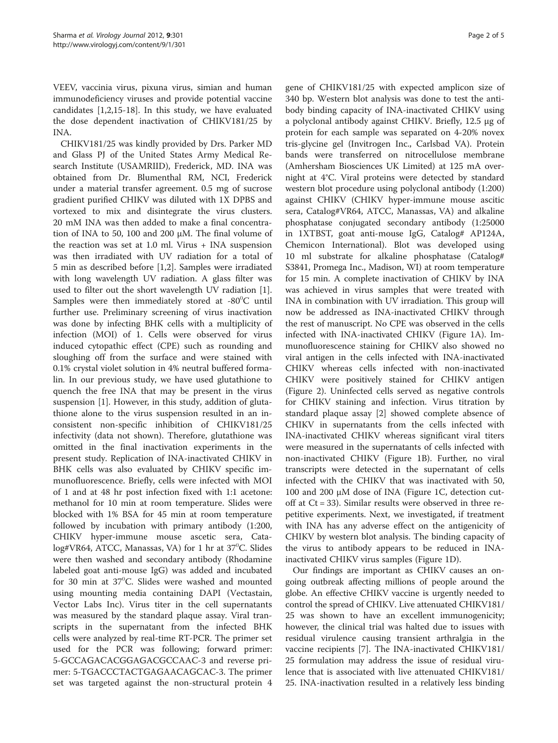VEEV, vaccinia virus, pixuna virus, simian and human immunodeficiency viruses and provide potential vaccine candidates [1,2,15-18]. In this study, we have evaluated the dose dependent inactivation of CHIKV181/25 by INA.

CHIKV181/25 was kindly provided by Drs. Parker MD and Glass PJ of the United States Army Medical Research Institute (USAMRIID), Frederick, MD. INA was obtained from Dr. Blumenthal RM, NCI, Frederick under a material transfer agreement. 0.5 mg of sucrose gradient purified CHIKV was diluted with 1X DPBS and vortexed to mix and disintegrate the virus clusters. 20 mM INA was then added to make a final concentration of INA to 50, 100 and 200 μM. The final volume of the reaction was set at 1.0 ml. Virus + INA suspension was then irradiated with UV radiation for a total of 5 min as described before [1,2]. Samples were irradiated with long wavelength UV radiation. A glass filter was used to filter out the short wavelength UV radiation [1]. Samples were then immediately stored at -80$^0$C until further use. Preliminary screening of virus inactivation was done by infecting BHK cells with a multiplicity of infection (MOI) of 1. Cells were observed for virus induced cytopathic effect (CPE) such as rounding and sloughing off from the surface and were stained with 0.1% crystal violet solution in 4% neutral buffered formalin. In our previous study, we have used glutathione to quench the free INA that may be present in the virus suspension [1]. However, in this study, addition of glutathione alone to the virus suspension resulted in an inconsistent non-specific inhibition of CHIKV181/25 infectivity (data not shown). Therefore, glutathione was omitted in the final inactivation experiments in the present study. Replication of INA-inactivated CHIKV in BHK cells was also evaluated by CHIKV specific immunofluorescence. Briefly, cells were infected with MOI of 1 and at 48 hr post infection fixed with 1:1 acetone: methanol for 10 min at room temperature. Slides were blocked with 1% BSA for 45 min at room temperature followed by incubation with primary antibody (1:200, CHIKV hyper-immune mouse ascetic sera, Catalog#VR64, ATCC, Manassas, VA) for 1 hr at 37$^0$C. Slides were then washed and secondary antibody (Rhodamine labeled goat anti-mouse IgG) was added and incubated for 30 min at 37$^0$C. Slides were washed and mounted using mounting media containing DAPI (Vectastain, Vector Labs Inc). Virus titer in the cell supernatants was measured by the standard plaque assay. Viral transcripts in the supernatant from the infected BHK cells were analyzed by real-time RT-PCR. The primer set used for the PCR was following; forward primer: 5-GCCAGACACGGAGACGCCAAC-3 and reverse primer: 5-TGACCCTACTGAGAACAGCAC-3. The primer set was targeted against the non-structural protein 4 gene of CHIKV181/25 with expected amplicon size of 340 bp. Western blot analysis was done to test the antibody binding capacity of INA-inactivated CHIKV using a polyclonal antibody against CHIKV. Briefly, 12.5 μg of protein for each sample was separated on 4-20% novex tris-glycine gel (Invitrogen Inc., Carlsbad VA). Protein bands were transferred on nitrocellulose membrane (Amhersham Biosciences UK Limited) at 125 mA overnight at 4°C. Viral proteins were detected by standard western blot procedure using polyclonal antibody (1:200) against CHIKV (CHIKV hyper-immune mouse ascitic sera, Catalog#VR64, ATCC, Manassas, VA) and alkaline phosphatase conjugated secondary antibody (1:25000 in 1XTBST, goat anti-mouse IgG, Catalog# AP124A, Chemicon International). Blot was developed using 10 ml substrate for alkaline phosphatase (Catalog# S3841, Promega Inc., Madison, WI) at room temperature for 15 min. A complete inactivation of CHIKV by INA was achieved in virus samples that were treated with INA in combination with UV irradiation. This group will now be addressed as INA-inactivated CHIKV through the rest of manuscript. No CPE was observed in the cells infected with INA-inactivated CHIKV (Figure 1A). Immunofluorescence staining for CHIKV also showed no viral antigen in the cells infected with INA-inactivated CHIKV whereas cells infected with non-inactivated CHIKV were positively stained for CHIKV antigen (Figure 2). Uninfected cells served as negative controls for CHIKV staining and infection. Virus titration by standard plaque assay [2] showed complete absence of CHIKV in supernatants from the cells infected with INA-inactivated CHIKV whereas significant viral titers were measured in the supernatants of cells infected with non-inactivated CHIKV (Figure 1B). Further, no viral transcripts were detected in the supernatant of cells infected with the CHIKV that was inactivated with 50, 100 and 200 μM dose of INA (Figure 1C, detection cutoff at Ct = 33). Similar results were observed in three repetitive experiments. Next, we investigated, if treatment with INA has any adverse effect on the antigenicity of CHIKV by western blot analysis. The binding capacity of the virus to antibody appears to be reduced in INA-inactivated CHIKV virus samples (Figure 1D).

Our findings are important as CHIKV causes an ongoing outbreak affecting millions of people around the globe. An effective CHIKV vaccine is urgently needed to control the spread of CHIKV. Live attenuated CHIKV181/25 was shown to have an excellent immunogenicity; however, the clinical trial was halted due to issues with residual virulence causing transient arthralgia in the vaccine recipients [7]. The INA-inactivated CHIKV181/25 formulation may address the issue of residual virulence that is associated with live attenuated CHIKV181/25. INA-inactivation resulted in a relatively less binding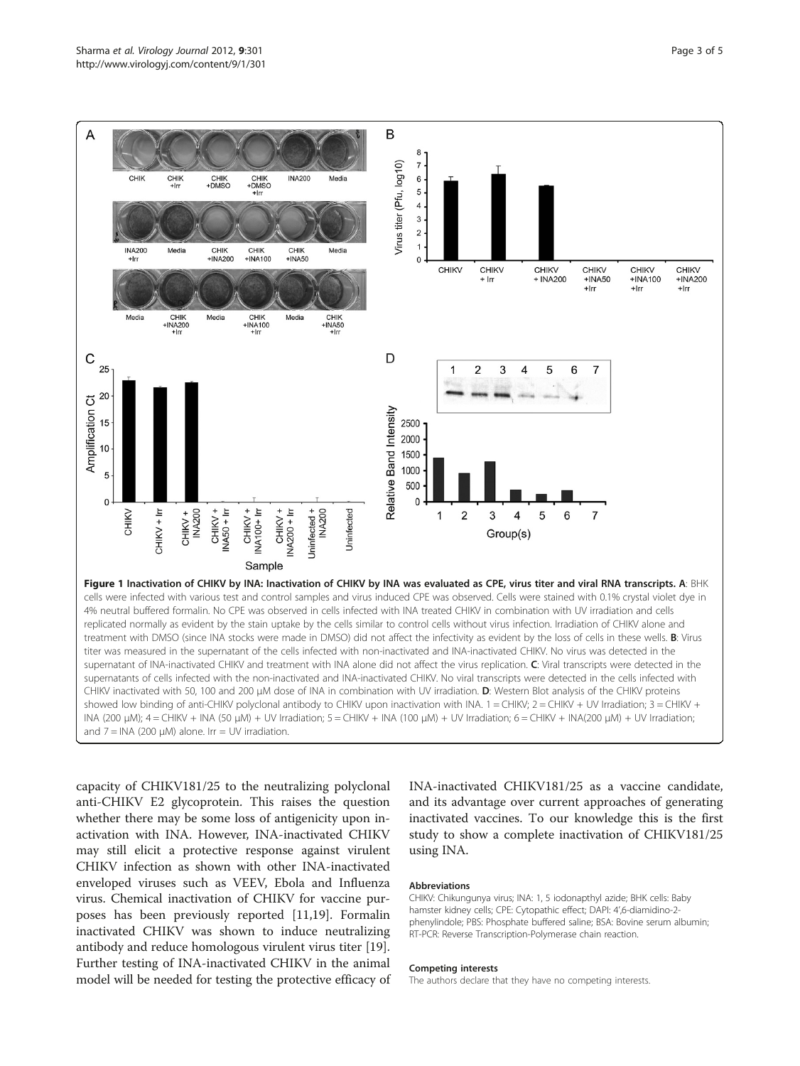**Figure 1 Inactivation of CHIKV by INA: Inactivation of CHIKV by INA was evaluated as CPE, virus titer and viral RNA transcripts. A**: BHK cells were infected with various test and control samples and virus induced CPE was observed. Cells were stained with 0.1% crystal violet dye in 4% neutral buffered formalin. No CPE was observed in cells infected with INA treated CHIKV in combination with UV irradiation and cells replicated normally as evident by the stain uptake by the cells similar to control cells without virus infection. Irradiation of CHIKV alone and treatment with DMSO (since INA stocks were made in DMSO) did not affect the infectivity as evident by the loss of cells in these wells. **B**: Virus titer was measured in the supernatant of the cells infected with non-inactivated and INA-inactivated CHIKV. No virus was detected in the supernatant of INA-inactivated CHIKV and treatment with INA alone did not affect the virus replication. **C**: Viral transcripts were detected in the supernatants of cells infected with the non-inactivated and INA-inactivated CHIKV. No viral transcripts were detected in the cells infected with CHIKV inactivated with 50, 100 and 200 μM dose of INA in combination with UV irradiation. **D**: Western Blot analysis of the CHIKV proteins showed low binding of anti-CHIKV polyclonal antibody to CHIKV upon inactivation with INA. 1 = CHIKV; 2 = CHIKV + UV Irradiation; 3 = CHIKV + INA (200 μM); 4 = CHIKV + INA (50 μM) + UV Irradiation; 5 = CHIKV + INA (100 μM) + UV Irradiation; 6 = CHIKV + INA(200 μM) + UV Irradiation; and 7 = INA (200 μM) alone. Irr = UV irradiation.

capacity of CHIKV181/25 to the neutralizing polyclonal anti-CHIKV E2 glycoprotein. This raises the question whether there may be some loss of antigenicity upon inactivation with INA. However, INA-inactivated CHIKV may still elicit a protective response against virulent CHIKV infection as shown with other INA-inactivated enveloped viruses such as VEEV, Ebola and Influenza virus. Chemical inactivation of CHIKV for vaccine purposes has been previously reported [11,19]. Formalin inactivated CHIKV was shown to induce neutralizing antibody and reduce homologous virulent virus titer [19]. Further testing of INA-inactivated CHIKV in the animal model will be needed for testing the protective efficacy of INA-inactivated CHIKV181/25 as a vaccine candidate, and its advantage over current approaches of generating inactivated vaccines. To our knowledge this is the first study to show a complete inactivation of CHIKV181/25 using INA.

#### Abbreviations

CHIKV: Chikungunya virus; INA: 1, 5 iodonapthyl azide; BHK cells: Baby hamster kidney cells; CPE: Cytopathic effect; DAPI: 4′,6-diamidino-2-phenylindole; PBS: Phosphate buffered saline; BSA: Bovine serum albumin; RT-PCR: Reverse Transcription-Polymerase chain reaction.

#### Competing interests

The authors declare that they have no competing interests.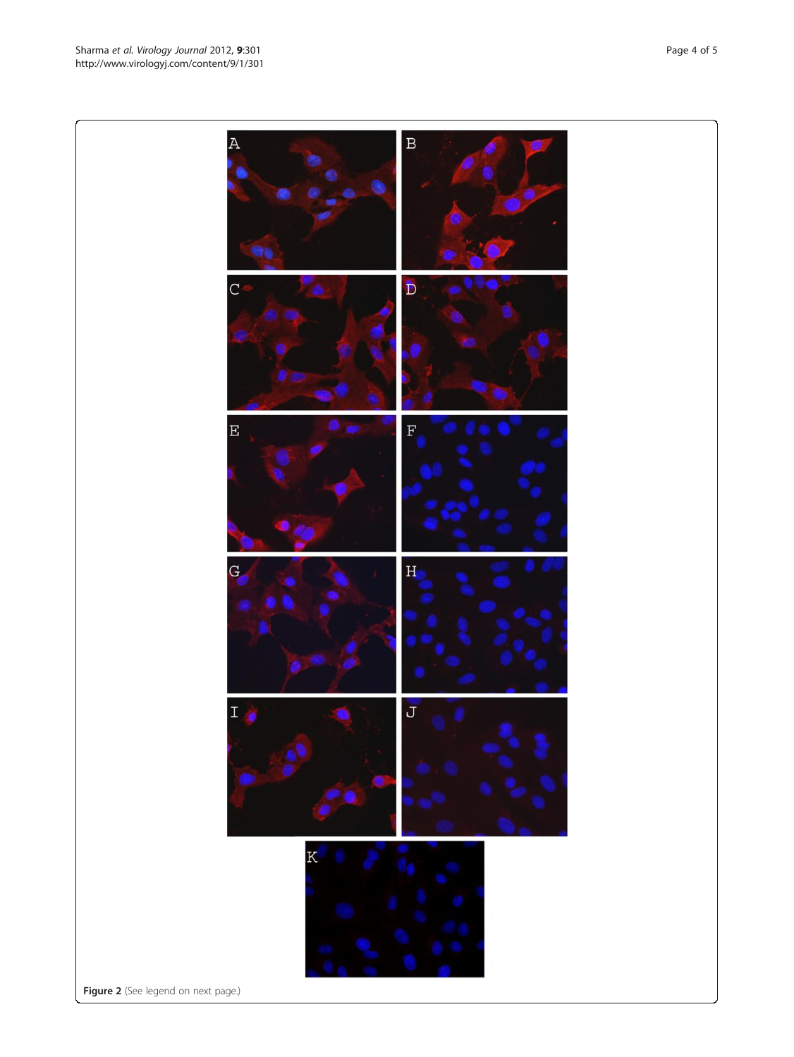**Figure 2** (See legend on next page.)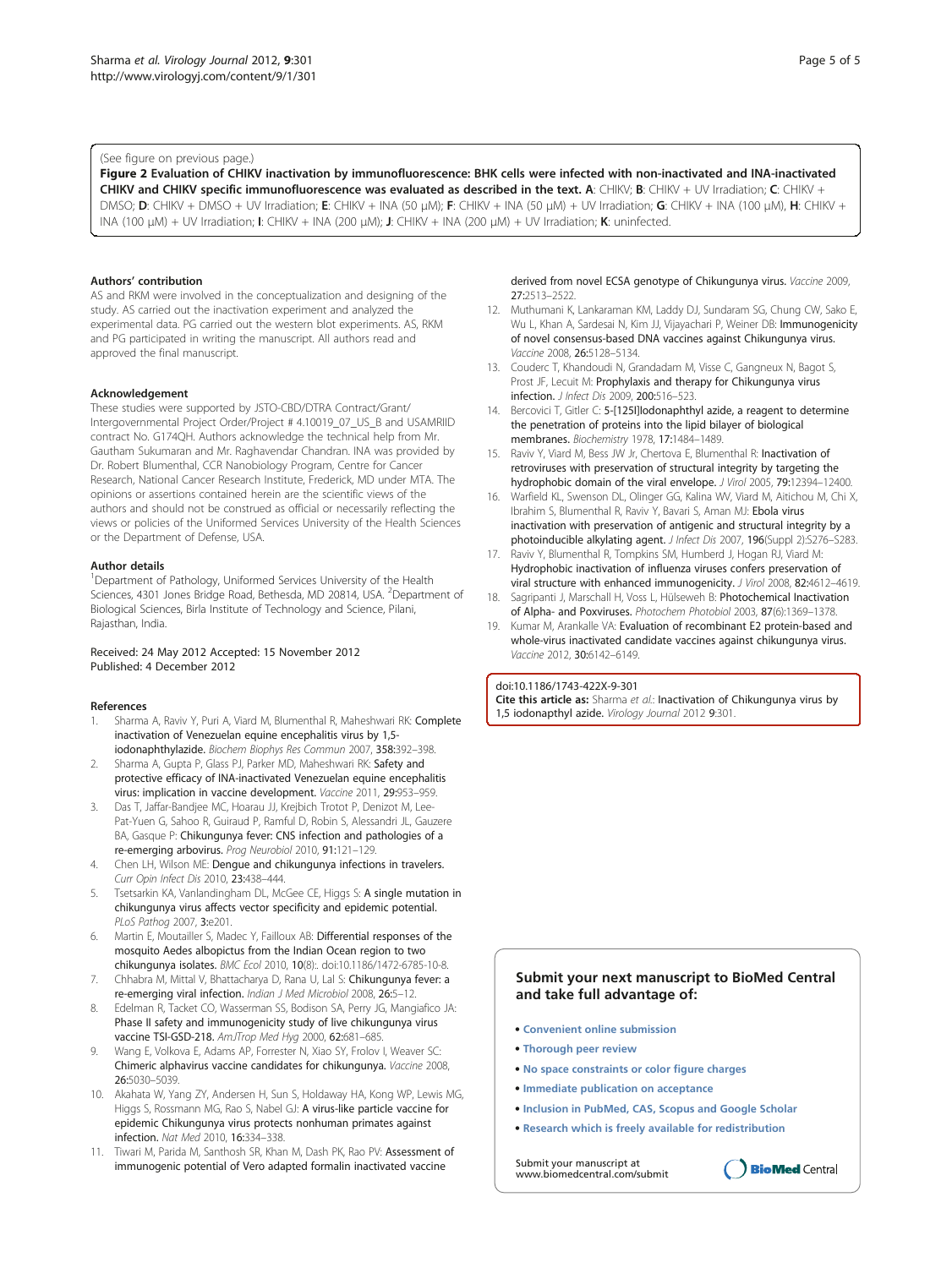(See figure on previous page.)

**Figure 2 Evaluation of CHIKV inactivation by immunofluorescence: BHK cells were infected with non-inactivated and INA-inactivated CHIKV and CHIKV specific immunofluorescence was evaluated as described in the text. A**: CHIKV; **B**: CHIKV + UV Irradiation; **C**: CHIKV + DMSO; **D**: CHIKV + DMSO + UV Irradiation; **E**: CHIKV + INA (50 μM); **F**: CHIKV + INA (50 μM) + UV Irradiation; **G**: CHIKV + INA (100 μM), **H**: CHIKV + INA (100 μM) + UV Irradiation; **I**: CHIKV + INA (200 μM); **J**: CHIKV + INA (200 μM) + UV Irradiation; **K**: uninfected.

#### Authors' contribution

AS and RKM were involved in the conceptualization and designing of the study. AS carried out the inactivation experiment and analyzed the experimental data. PG carried out the western blot experiments. AS, RKM and PG participated in writing the manuscript. All authors read and approved the final manuscript.

#### Acknowledgement

These studies were supported by JSTO-CBD/DTRA Contract/Grant/Intergovernmental Project Order/Project # 4.10019_07_US_B and USAMRIID contract No. G174QH. Authors acknowledge the technical help from Mr. Gautham Sukumaran and Mr. Raghavendar Chandran. INA was provided by Dr. Robert Blumenthal, CCR Nanobiology Program, Centre for Cancer Research, National Cancer Research Institute, Frederick, MD under MTA. The opinions or assertions contained herein are the scientific views of the authors and should not be construed as official or necessarily reflecting the views or policies of the Uniformed Services University of the Health Sciences or the Department of Defense, USA.

#### Author details

[1]Department of Pathology, Uniformed Services University of the Health Sciences, 4301 Jones Bridge Road, Bethesda, MD 20814, USA. [2]Department of Biological Sciences, Birla Institute of Technology and Science, Pilani, Rajasthan, India.

Received: 24 May 2012 Accepted: 15 November 2012
Published: 4 December 2012

#### References

1. Sharma A, Raviv Y, Puri A, Viard M, Blumenthal R, Maheshwari RK: **Complete inactivation of Venezuelan equine encephalitis virus by 1,5-iodonaphthylazide.** *Biochem Biophys Res Commun* 2007, **358:**392–398.
2. Sharma A, Gupta P, Glass PJ, Parker MD, Maheshwari RK: **Safety and protective efficacy of INA-inactivated Venezuelan equine encephalitis virus: implication in vaccine development.** *Vaccine* 2011, **29:**953–959.
3. Das T, Jaffar-Bandjee MC, Hoarau JJ, Krejbich Trotot P, Denizot M, Lee-Pat-Yuen G, Sahoo R, Guiraud P, Ramful D, Robin S, Alessandri JL, Gauzere BA, Gasque P: **Chikungunya fever: CNS infection and pathologies of a re-emerging arbovirus.** *Prog Neurobiol* 2010, **91:**121–129.
4. Chen LH, Wilson ME: **Dengue and chikungunya infections in travelers.** *Curr Opin Infect Dis* 2010, **23:**438–444.
5. Tsetsarkin KA, Vanlandingham DL, McGee CE, Higgs S: **A single mutation in chikungunya virus affects vector specificity and epidemic potential.** *PLoS Pathog* 2007, **3:**e201.
6. Martin E, Moutailler S, Madec Y, Failloux AB: **Differential responses of the mosquito Aedes albopictus from the Indian Ocean region to two chikungunya isolates.** *BMC Ecol* 2010, **10**(8):. doi:10.1186/1472-6785-10-8.
7. Chhabra M, Mittal V, Bhattacharya D, Rana U, Lal S: **Chikungunya fever: a re-emerging viral infection.** *Indian J Med Microbiol* 2008, **26:**5–12.
8. Edelman R, Tacket CO, Wasserman SS, Bodison SA, Perry JG, Mangiafico JA: **Phase II safety and immunogenicity study of live chikungunya virus vaccine TSI-GSD-218.** *AmJTrop Med Hyg* 2000, **62:**681–685.
9. Wang E, Volkova E, Adams AP, Forrester N, Xiao SY, Frolov I, Weaver SC: **Chimeric alphavirus vaccine candidates for chikungunya.** *Vaccine* 2008, **26:**5030–5039.
10. Akahata W, Yang ZY, Andersen H, Sun S, Holdaway HA, Kong WP, Lewis MG, Higgs S, Rossmann MG, Rao S, Nabel GJ: **A virus-like particle vaccine for epidemic Chikungunya virus protects nonhuman primates against infection.** *Nat Med* 2010, **16:**334–338.
11. Tiwari M, Parida M, Santhosh SR, Khan M, Dash PK, Rao PV: **Assessment of immunogenic potential of Vero adapted formalin inactivated vaccine derived from novel ECSA genotype of Chikungunya virus.** *Vaccine* 2009, **27:**2513–2522.
12. Muthumani K, Lankaraman KM, Laddy DJ, Sundaram SG, Chung CW, Sako E, Wu L, Khan A, Sardesai N, Kim JJ, Vijayachari P, Weiner DB: **Immunogenicity of novel consensus-based DNA vaccines against Chikungunya virus.** *Vaccine* 2008, **26:**5128–5134.
13. Couderc T, Khandoudi N, Grandadam M, Visse C, Gangneux N, Bagot S, Prost JF, Lecuit M: **Prophylaxis and therapy for Chikungunya virus infection.** *J Infect Dis* 2009, **200:**516–523.
14. Bercovici T, Gitler C: **5-[125I]Iodonaphthyl azide, a reagent to determine the penetration of proteins into the lipid bilayer of biological membranes.** *Biochemistry* 1978, **17:**1484–1489.
15. Raviv Y, Viard M, Bess JW Jr, Chertova E, Blumenthal R: **Inactivation of retroviruses with preservation of structural integrity by targeting the hydrophobic domain of the viral envelope.** *J Virol* 2005, **79:**12394–12400.
16. Warfield KL, Swenson DL, Olinger GG, Kalina WV, Viard M, Aitichou M, Chi X, Ibrahim S, Blumenthal R, Raviv Y, Bavari S, Aman MJ: **Ebola virus inactivation with preservation of antigenic and structural integrity by a photoinducible alkylating agent.** *J Infect Dis* 2007, **196**(Suppl 2):S276–S283.
17. Raviv Y, Blumenthal R, Tompkins SM, Humberd J, Hogan RJ, Viard M: **Hydrophobic inactivation of influenza viruses confers preservation of viral structure with enhanced immunogenicity.** *J Virol* 2008, **82:**4612–4619.
18. Sagripanti J, Marschall H, Voss L, Hülseweh B: **Photochemical Inactivation of Alpha- and Poxviruses.** *Photochem Photobiol* 2003, **87**(6):1369–1378.
19. Kumar M, Arankalle VA: **Evaluation of recombinant E2 protein-based and whole-virus inactivated candidate vaccines against chikungunya virus.** *Vaccine* 2012, **30:**6142–6149.

doi:10.1186/1743-422X-9-301
**Cite this article as:** Sharma *et al.*: Inactivation of Chikungunya virus by 1,5 iodonapthyl azide. *Virology Journal* 2012 **9**:301.

**Submit your next manuscript to BioMed Central and take full advantage of:**

- **Convenient online submission**
- **Thorough peer review**
- **No space constraints or color figure charges**
- **Immediate publication on acceptance**
- **Inclusion in PubMed, CAS, Scopus and Google Scholar**
- **Research which is freely available for redistribution**

Submit your manuscript at
www.biomedcentral.com/submit

BioMed Central